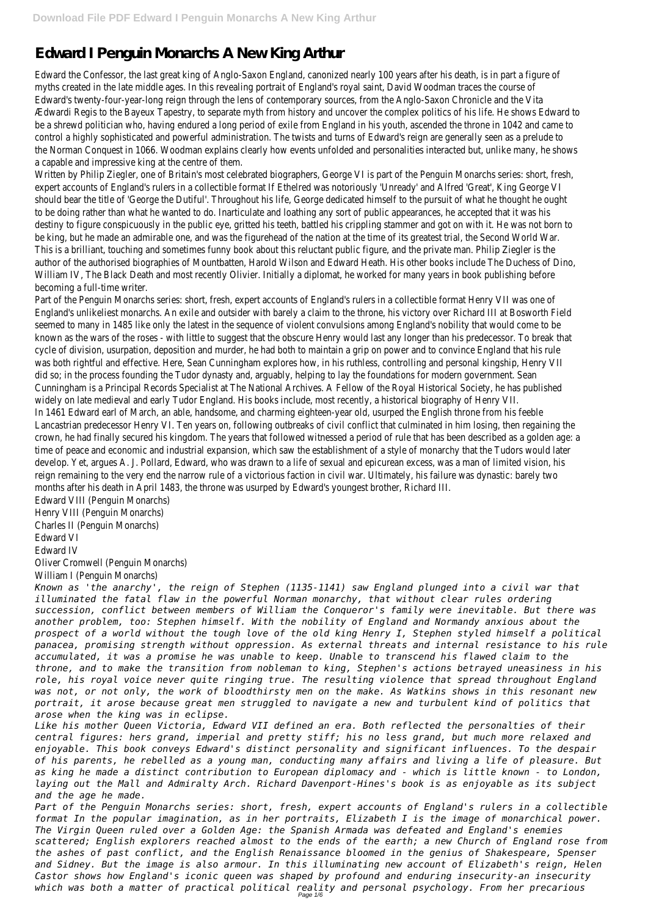# Edward I Penguin Monarchs A New King Arthur

Edward the Confessor, the last great king of Anglo-Saxon England, canonized nearly 100 years after his death, is in part a figure of myths created in the late middle ages. In this revealing portrait of England's royal saint, David Woodman traces the course of Edward's twenty-four-year-long reign through the lens of contemporary sources, from the Anglo-Saxon Chronicle and the Vita Ædwardi Regis to the Bayeux Tapestry, to separate myth from history and uncover the complex politics of his life. He shows Edward to be a shrewd politician who, having endured a long period of exile from England in his youth, ascended the throne in 1042 and came to control a highly sophisticated and powerful administration. The twists and turns of Edward's reign are generally seen as a prelude to the Norman Conquest in 1066. Woodman explains clearly how events unfolded and personalities interacted but, unlike many, he shows a capable and impressive king at the centre of them.

Written by Philip Ziegler, one of Britain's most celebrated biographers, George VI is part of the Penguin Monarchs series: short, fresh, expert accounts of England's rulers in a collectible format If Ethelred was notoriously 'Unready' and Alfred 'Great', King George VI should bear the title of 'George the Dutiful'. Throughout his life, George dedicated himself to the pursuit of what he thought he ought to be doing rather than what he wanted to do. Inarticulate and loathing any sort of public appearances, he accepted that it was his destiny to figure conspicuously in the public eye, gritted his teeth, battled his crippling stammer and got on with it. He was not born to be king, but he made an admirable one, and was the figurehead of the nation at the time of its greatest trial, the Second World War. This is a brilliant, touching and sometimes funny book about this reluctant public figure, and the private man. Philip Ziegler is the author of the authorised biographies of Mountbatten, Harold Wilson and Edward Heath. His other books include The Duchess of Dino, William IV, The Black Death and most recently Olivier. Initially a diplomat, he worked for many years in book publishing before becoming a full-time writer.

Part of the Penguin Monarchs series: short, fresh, expert accounts of England's rulers in a collectible format Henry VII was one of England's unlikeliest monarchs. An exile and outsider with barely a claim to the throne, his victory over Richard III at Bosworth Field seemed to many in 1485 like only the latest in the sequence of violent convulsions among England's nobility that would come to be known as the wars of the roses - with little to suggest that the obscure Henry would last any longer than his predecessor. To break that cycle of division, usurpation, deposition and murder, he had both to maintain a grip on power and to convince England that his rule was both rightful and effective. Here, Sean Cunningham explores how, in his ruthless, controlling and personal kingship, Henry VII did so; in the process founding the Tudor dynasty and, arguably, helping to lay the foundations for modern government. Sean Cunningham is a Principal Records Specialist at The National Archives. A Fellow of the Royal Historical Society, he has published widely on late medieval and early Tudor England. His books include, most recently, a historical biography of Henry VII.

In 1461 Edward earl of March, an able, handsome, and charming eighteen-year old, usurped the English throne from his feeble Lancastrian predecessor Henry VI. Ten years on, following outbreaks of civil conflict that culminated in him losing, then regaining the crown, he had finally secured his kingdom. The years that followed witnessed a period of rule that has been described as a golden age: a time of peace and economic and industrial expansion, which saw the establishment of a style of monarchy that the Tudors would later develop. Yet, argues A. J. Pollard, Edward, who was drawn to a life of sexual and epicurean excess, was a man of limited vision, his reign remaining to the very end the narrow rule of a victorious faction in civil war. Ultimately, his failure was dynastic: barely two months after his death in April 1483, the throne was usurped by Edward's youngest brother, Richard III.

Edward VIII (Penguin Monarchs)
Henry VIII (Penguin Monarchs)
Charles II (Penguin Monarchs)
Edward VI
Edward IV
Oliver Cromwell (Penguin Monarchs)
William I (Penguin Monarchs)

*Known as 'the anarchy', the reign of Stephen (1135-1141) saw England plunged into a civil war that illuminated the fatal flaw in the powerful Norman monarchy, that without clear rules ordering succession, conflict between members of William the Conqueror's family were inevitable. But there was another problem, too: Stephen himself. With the nobility of England and Normandy anxious about the prospect of a world without the tough love of the old king Henry I, Stephen styled himself a political panacea, promising strength without oppression. As external threats and internal resistance to his rule accumulated, it was a promise he was unable to keep. Unable to transcend his flawed claim to the throne, and to make the transition from nobleman to king, Stephen's actions betrayed uneasiness in his role, his royal voice never quite ringing true. The resulting violence that spread throughout England was not, or not only, the work of bloodthirsty men on the make. As Watkins shows in this resonant new portrait, it arose because great men struggled to navigate a new and turbulent kind of politics that arose when the king was in eclipse.*

*Like his mother Queen Victoria, Edward VII defined an era. Both reflected the personalties of their central figures: hers grand, imperial and pretty stiff; his no less grand, but much more relaxed and enjoyable. This book conveys Edward's distinct personality and significant influences. To the despair of his parents, he rebelled as a young man, conducting many affairs and living a life of pleasure. But as king he made a distinct contribution to European diplomacy and - which is little known - to London, laying out the Mall and Admiralty Arch. Richard Davenport-Hines's book is as enjoyable as its subject and the age he made.*

*Part of the Penguin Monarchs series: short, fresh, expert accounts of England's rulers in a collectible format In the popular imagination, as in her portraits, Elizabeth I is the image of monarchical power. The Virgin Queen ruled over a Golden Age: the Spanish Armada was defeated and England's enemies scattered; English explorers reached almost to the ends of the earth; a new Church of England rose from the ashes of past conflict, and the English Renaissance bloomed in the genius of Shakespeare, Spenser and Sidney. But the image is also armour. In this illuminating new account of Elizabeth's reign, Helen Castor shows how England's iconic queen was shaped by profound and enduring insecurity-an insecurity which was both a matter of practical political reality and personal psychology. From her precarious*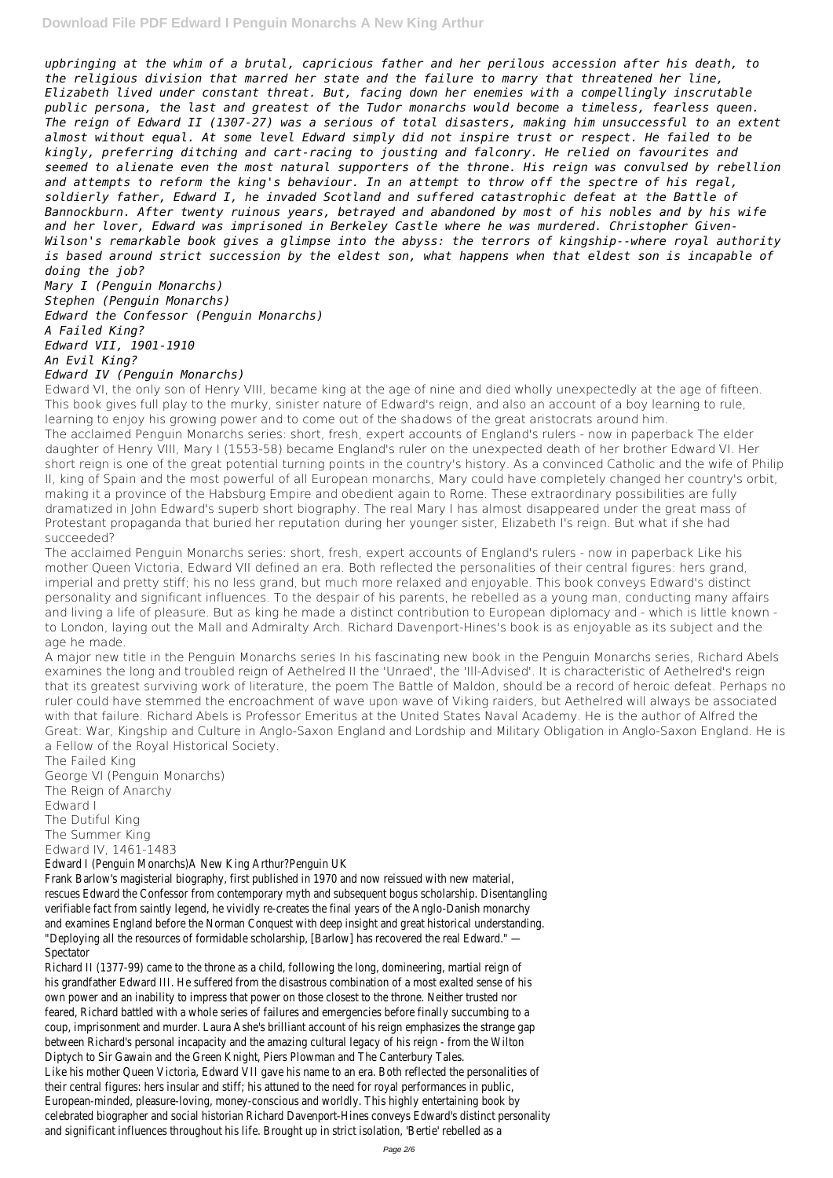*upbringing at the whim of a brutal, capricious father and her perilous accession after his death, to the religious division that marred her state and the failure to marry that threatened her line, Elizabeth lived under constant threat. But, facing down her enemies with a compellingly inscrutable public persona, the last and greatest of the Tudor monarchs would become a timeless, fearless queen. The reign of Edward II (1307-27) was a serious of total disasters, making him unsuccessful to an extent almost without equal. At some level Edward simply did not inspire trust or respect. He failed to be kingly, preferring ditching and cart-racing to jousting and falconry. He relied on favourites and seemed to alienate even the most natural supporters of the throne. His reign was convulsed by rebellion and attempts to reform the king's behaviour. In an attempt to throw off the spectre of his regal, soldierly father, Edward I, he invaded Scotland and suffered catastrophic defeat at the Battle of Bannockburn. After twenty ruinous years, betrayed and abandoned by most of his nobles and by his wife and her lover, Edward was imprisoned in Berkeley Castle where he was murdered. Christopher Given-Wilson's remarkable book gives a glimpse into the abyss: the terrors of kingship--where royal authority is based around strict succession by the eldest son, what happens when that eldest son is incapable of doing the job?*

*Mary I (Penguin Monarchs)*
*Stephen (Penguin Monarchs)*
*Edward the Confessor (Penguin Monarchs)*
*A Failed King?*
*Edward VII, 1901-1910*
*An Evil King?*
*Edward IV (Penguin Monarchs)*

Edward VI, the only son of Henry VIII, became king at the age of nine and died wholly unexpectedly at the age of fifteen. This book gives full play to the murky, sinister nature of Edward's reign, and also an account of a boy learning to rule, learning to enjoy his growing power and to come out of the shadows of the great aristocrats around him.

The acclaimed Penguin Monarchs series: short, fresh, expert accounts of England's rulers - now in paperback The elder daughter of Henry VIII, Mary I (1553-58) became England's ruler on the unexpected death of her brother Edward VI. Her short reign is one of the great potential turning points in the country's history. As a convinced Catholic and the wife of Philip II, king of Spain and the most powerful of all European monarchs, Mary could have completely changed her country's orbit, making it a province of the Habsburg Empire and obedient again to Rome. These extraordinary possibilities are fully dramatized in John Edward's superb short biography. The real Mary I has almost disappeared under the great mass of Protestant propaganda that buried her reputation during her younger sister, Elizabeth I's reign. But what if she had succeeded?

The acclaimed Penguin Monarchs series: short, fresh, expert accounts of England's rulers - now in paperback Like his mother Queen Victoria, Edward VII defined an era. Both reflected the personalities of their central figures: hers grand, imperial and pretty stiff; his no less grand, but much more relaxed and enjoyable. This book conveys Edward's distinct personality and significant influences. To the despair of his parents, he rebelled as a young man, conducting many affairs and living a life of pleasure. But as king he made a distinct contribution to European diplomacy and - which is little known - to London, laying out the Mall and Admiralty Arch. Richard Davenport-Hines's book is as enjoyable as its subject and the age he made.

A major new title in the Penguin Monarchs series In his fascinating new book in the Penguin Monarchs series, Richard Abels examines the long and troubled reign of Aethelred II the 'Unraed', the 'Ill-Advised'. It is characteristic of Aethelred's reign that its greatest surviving work of literature, the poem The Battle of Maldon, should be a record of heroic defeat. Perhaps no ruler could have stemmed the encroachment of wave upon wave of Viking raiders, but Aethelred will always be associated with that failure. Richard Abels is Professor Emeritus at the United States Naval Academy. He is the author of Alfred the Great: War, Kingship and Culture in Anglo-Saxon England and Lordship and Military Obligation in Anglo-Saxon England. He is a Fellow of the Royal Historical Society.

The Failed King
George VI (Penguin Monarchs)
The Reign of Anarchy
Edward I
The Dutiful King
The Summer King
Edward IV, 1461-1483

Edward I (Penguin Monarchs)A New King Arthur?Penguin UK

Frank Barlow's magisterial biography, first published in 1970 and now reissued with new material, rescues Edward the Confessor from contemporary myth and subsequent bogus scholarship. Disentangling verifiable fact from saintly legend, he vividly re-creates the final years of the Anglo-Danish monarchy and examines England before the Norman Conquest with deep insight and great historical understanding. "Deploying all the resources of formidable scholarship, [Barlow] has recovered the real Edward." — Spectator

Richard II (1377-99) came to the throne as a child, following the long, domineering, martial reign of his grandfather Edward III. He suffered from the disastrous combination of a most exalted sense of his own power and an inability to impress that power on those closest to the throne. Neither trusted nor feared, Richard battled with a whole series of failures and emergencies before finally succumbing to a coup, imprisonment and murder. Laura Ashe's brilliant account of his reign emphasizes the strange gap between Richard's personal incapacity and the amazing cultural legacy of his reign - from the Wilton Diptych to Sir Gawain and the Green Knight, Piers Plowman and The Canterbury Tales.

Like his mother Queen Victoria, Edward VII gave his name to an era. Both reflected the personalities of their central figures: hers insular and stiff; his attuned to the need for royal performances in public, European-minded, pleasure-loving, money-conscious and worldly. This highly entertaining book by celebrated biographer and social historian Richard Davenport-Hines conveys Edward's distinct personality and significant influences throughout his life. Brought up in strict isolation, 'Bertie' rebelled as a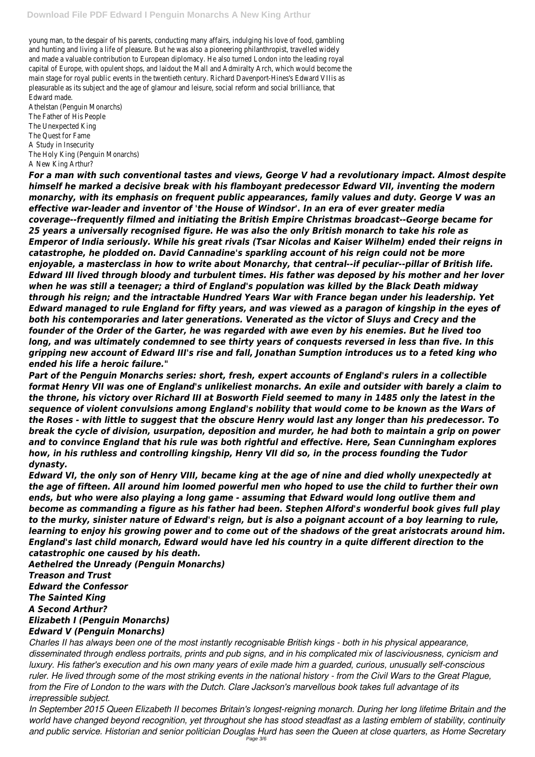young man, to the despair of his parents, conducting many affairs, indulging his love of food, gambling and hunting and living a life of pleasure. But he was also a pioneering philanthropist, travelled widely and made a valuable contribution to European diplomacy. He also turned London into the leading royal capital of Europe, with opulent shops, and laidout the Mall and Admiralty Arch, which would become the main stage for royal public events in the twentieth century. Richard Davenport-Hines's Edward VIIis as pleasurable as its subject and the age of glamour and leisure, social reform and social brilliance, that Edward made.

Athelstan (Penguin Monarchs)
The Father of His People
The Unexpected King
The Quest for Fame
A Study in Insecurity
The Holy King (Penguin Monarchs)
A New King Arthur?

***For a man with such conventional tastes and views, George V had a revolutionary impact. Almost despite himself he marked a decisive break with his flamboyant predecessor Edward VII, inventing the modern monarchy, with its emphasis on frequent public appearances, family values and duty. George V was an effective war-leader and inventor of 'the House of Windsor'. In an era of ever greater media coverage--frequently filmed and initiating the British Empire Christmas broadcast--George became for 25 years a universally recognised figure. He was also the only British monarch to take his role as Emperor of India seriously. While his great rivals (Tsar Nicolas and Kaiser Wilhelm) ended their reigns in catastrophe, he plodded on. David Cannadine's sparkling account of his reign could not be more enjoyable, a masterclass in how to write about Monarchy, that central--if peculiar--pillar of British life. Edward III lived through bloody and turbulent times. His father was deposed by his mother and her lover when he was still a teenager; a third of England's population was killed by the Black Death midway through his reign; and the intractable Hundred Years War with France began under his leadership. Yet Edward managed to rule England for fifty years, and was viewed as a paragon of kingship in the eyes of both his contemporaries and later generations. Venerated as the victor of Sluys and Crecy and the founder of the Order of the Garter, he was regarded with awe even by his enemies. But he lived too long, and was ultimately condemned to see thirty years of conquests reversed in less than five. In this gripping new account of Edward III's rise and fall, Jonathan Sumption introduces us to a feted king who ended his life a heroic failure."***

***Part of the Penguin Monarchs series: short, fresh, expert accounts of England's rulers in a collectible format Henry VII was one of England's unlikeliest monarchs. An exile and outsider with barely a claim to the throne, his victory over Richard III at Bosworth Field seemed to many in 1485 only the latest in the sequence of violent convulsions among England's nobility that would come to be known as the Wars of the Roses - with little to suggest that the obscure Henry would last any longer than his predecessor. To break the cycle of division, usurpation, deposition and murder, he had both to maintain a grip on power and to convince England that his rule was both rightful and effective. Here, Sean Cunningham explores how, in his ruthless and controlling kingship, Henry VII did so, in the process founding the Tudor dynasty.***

***Edward VI, the only son of Henry VIII, became king at the age of nine and died wholly unexpectedly at the age of fifteen. All around him loomed powerful men who hoped to use the child to further their own ends, but who were also playing a long game - assuming that Edward would long outlive them and become as commanding a figure as his father had been. Stephen Alford's wonderful book gives full play to the murky, sinister nature of Edward's reign, but is also a poignant account of a boy learning to rule, learning to enjoy his growing power and to come out of the shadows of the great aristocrats around him. England's last child monarch, Edward would have led his country in a quite different direction to the catastrophic one caused by his death.***

***Aethelred the Unready (Penguin Monarchs)***
***Treason and Trust***
***Edward the Confessor***
***The Sainted King***
***A Second Arthur?***
***Elizabeth I (Penguin Monarchs)***
***Edward V (Penguin Monarchs)***

*Charles II has always been one of the most instantly recognisable British kings - both in his physical appearance, disseminated through endless portraits, prints and pub signs, and in his complicated mix of lasciviousness, cynicism and luxury. His father's execution and his own many years of exile made him a guarded, curious, unusually self-conscious ruler. He lived through some of the most striking events in the national history - from the Civil Wars to the Great Plague, from the Fire of London to the wars with the Dutch. Clare Jackson's marvellous book takes full advantage of its irrepressible subject.*

*In September 2015 Queen Elizabeth II becomes Britain's longest-reigning monarch. During her long lifetime Britain and the world have changed beyond recognition, yet throughout she has stood steadfast as a lasting emblem of stability, continuity and public service. Historian and senior politician Douglas Hurd has seen the Queen at close quarters, as Home Secretary*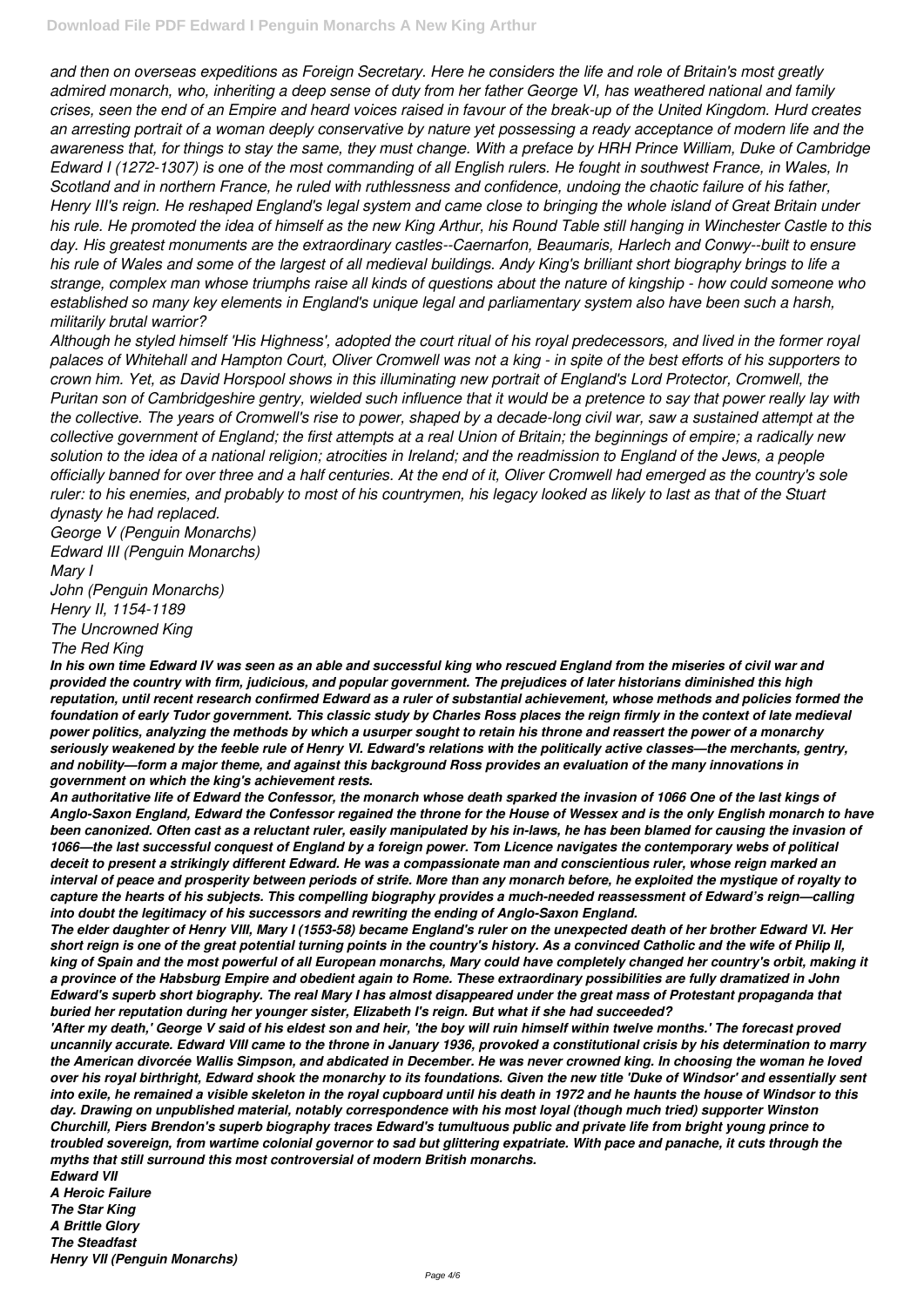*and then on overseas expeditions as Foreign Secretary. Here he considers the life and role of Britain's most greatly admired monarch, who, inheriting a deep sense of duty from her father George VI, has weathered national and family crises, seen the end of an Empire and heard voices raised in favour of the break-up of the United Kingdom. Hurd creates an arresting portrait of a woman deeply conservative by nature yet possessing a ready acceptance of modern life and the awareness that, for things to stay the same, they must change. With a preface by HRH Prince William, Duke of Cambridge Edward I (1272-1307) is one of the most commanding of all English rulers. He fought in southwest France, in Wales, In Scotland and in northern France, he ruled with ruthlessness and confidence, undoing the chaotic failure of his father, Henry III's reign. He reshaped England's legal system and came close to bringing the whole island of Great Britain under his rule. He promoted the idea of himself as the new King Arthur, his Round Table still hanging in Winchester Castle to this day. His greatest monuments are the extraordinary castles--Caernarfon, Beaumaris, Harlech and Conwy--built to ensure his rule of Wales and some of the largest of all medieval buildings. Andy King's brilliant short biography brings to life a strange, complex man whose triumphs raise all kinds of questions about the nature of kingship - how could someone who established so many key elements in England's unique legal and parliamentary system also have been such a harsh, militarily brutal warrior?*

*Although he styled himself 'His Highness', adopted the court ritual of his royal predecessors, and lived in the former royal palaces of Whitehall and Hampton Court, Oliver Cromwell was not a king - in spite of the best efforts of his supporters to crown him. Yet, as David Horspool shows in this illuminating new portrait of England's Lord Protector, Cromwell, the Puritan son of Cambridgeshire gentry, wielded such influence that it would be a pretence to say that power really lay with the collective. The years of Cromwell's rise to power, shaped by a decade-long civil war, saw a sustained attempt at the collective government of England; the first attempts at a real Union of Britain; the beginnings of empire; a radically new solution to the idea of a national religion; atrocities in Ireland; and the readmission to England of the Jews, a people officially banned for over three and a half centuries. At the end of it, Oliver Cromwell had emerged as the country's sole ruler: to his enemies, and probably to most of his countrymen, his legacy looked as likely to last as that of the Stuart dynasty he had replaced.*

*George V (Penguin Monarchs)*
*Edward III (Penguin Monarchs)*
*Mary I*
*John (Penguin Monarchs)*
*Henry II, 1154-1189*
*The Uncrowned King*
*The Red King*

***In his own time Edward IV was seen as an able and successful king who rescued England from the miseries of civil war and provided the country with firm, judicious, and popular government. The prejudices of later historians diminished this high reputation, until recent research confirmed Edward as a ruler of substantial achievement, whose methods and policies formed the foundation of early Tudor government. This classic study by Charles Ross places the reign firmly in the context of late medieval power politics, analyzing the methods by which a usurper sought to retain his throne and reassert the power of a monarchy seriously weakened by the feeble rule of Henry VI. Edward's relations with the politically active classes—the merchants, gentry, and nobility—form a major theme, and against this background Ross provides an evaluation of the many innovations in government on which the king's achievement rests.***

***An authoritative life of Edward the Confessor, the monarch whose death sparked the invasion of 1066 One of the last kings of Anglo-Saxon England, Edward the Confessor regained the throne for the House of Wessex and is the only English monarch to have been canonized. Often cast as a reluctant ruler, easily manipulated by his in-laws, he has been blamed for causing the invasion of 1066—the last successful conquest of England by a foreign power. Tom Licence navigates the contemporary webs of political deceit to present a strikingly different Edward. He was a compassionate man and conscientious ruler, whose reign marked an interval of peace and prosperity between periods of strife. More than any monarch before, he exploited the mystique of royalty to capture the hearts of his subjects. This compelling biography provides a much-needed reassessment of Edward's reign—calling into doubt the legitimacy of his successors and rewriting the ending of Anglo-Saxon England.***

***The elder daughter of Henry VIII, Mary I (1553-58) became England's ruler on the unexpected death of her brother Edward VI. Her short reign is one of the great potential turning points in the country's history. As a convinced Catholic and the wife of Philip II, king of Spain and the most powerful of all European monarchs, Mary could have completely changed her country's orbit, making it a province of the Habsburg Empire and obedient again to Rome. These extraordinary possibilities are fully dramatized in John Edward's superb short biography. The real Mary I has almost disappeared under the great mass of Protestant propaganda that buried her reputation during her younger sister, Elizabeth I's reign. But what if she had succeeded?***

***'After my death,' George V said of his eldest son and heir, 'the boy will ruin himself within twelve months.' The forecast proved uncannily accurate. Edward VIII came to the throne in January 1936, provoked a constitutional crisis by his determination to marry the American divorcée Wallis Simpson, and abdicated in December. He was never crowned king. In choosing the woman he loved over his royal birthright, Edward shook the monarchy to its foundations. Given the new title 'Duke of Windsor' and essentially sent into exile, he remained a visible skeleton in the royal cupboard until his death in 1972 and he haunts the house of Windsor to this day. Drawing on unpublished material, notably correspondence with his most loyal (though much tried) supporter Winston Churchill, Piers Brendon's superb biography traces Edward's tumultuous public and private life from bright young prince to troubled sovereign, from wartime colonial governor to sad but glittering expatriate. With pace and panache, it cuts through the myths that still surround this most controversial of modern British monarchs.***

***Edward VII***
***A Heroic Failure***
***The Star King***
***A Brittle Glory***
***The Steadfast***
***Henry VII (Penguin Monarchs)***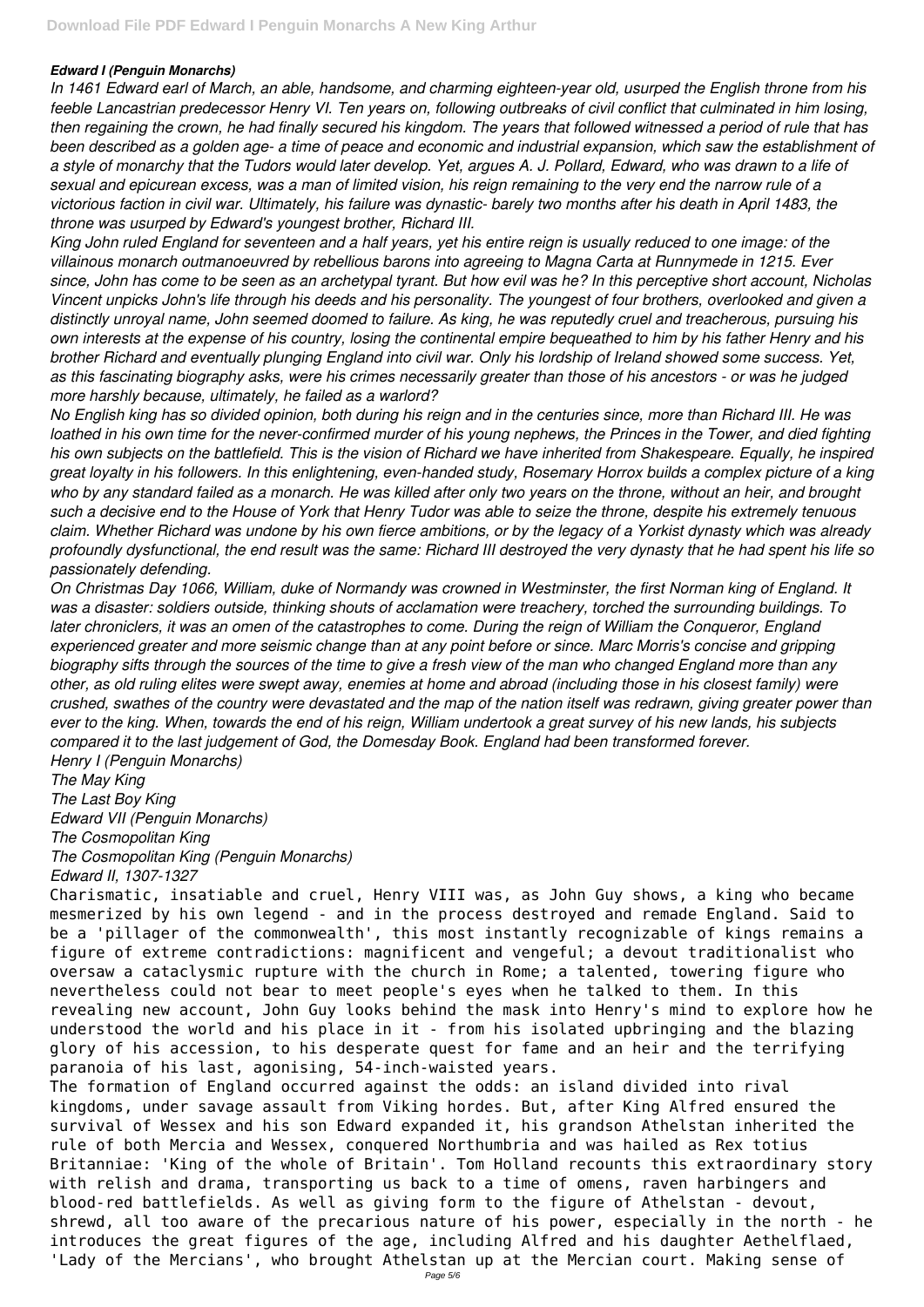*Edward I (Penguin Monarchs)*

*In 1461 Edward earl of March, an able, handsome, and charming eighteen-year old, usurped the English throne from his feeble Lancastrian predecessor Henry VI. Ten years on, following outbreaks of civil conflict that culminated in him losing, then regaining the crown, he had finally secured his kingdom. The years that followed witnessed a period of rule that has been described as a golden age- a time of peace and economic and industrial expansion, which saw the establishment of a style of monarchy that the Tudors would later develop. Yet, argues A. J. Pollard, Edward, who was drawn to a life of sexual and epicurean excess, was a man of limited vision, his reign remaining to the very end the narrow rule of a victorious faction in civil war. Ultimately, his failure was dynastic- barely two months after his death in April 1483, the throne was usurped by Edward's youngest brother, Richard III.*

*King John ruled England for seventeen and a half years, yet his entire reign is usually reduced to one image: of the villainous monarch outmanoeuvred by rebellious barons into agreeing to Magna Carta at Runnymede in 1215. Ever since, John has come to be seen as an archetypal tyrant. But how evil was he? In this perceptive short account, Nicholas Vincent unpicks John's life through his deeds and his personality. The youngest of four brothers, overlooked and given a distinctly unroyal name, John seemed doomed to failure. As king, he was reputedly cruel and treacherous, pursuing his own interests at the expense of his country, losing the continental empire bequeathed to him by his father Henry and his brother Richard and eventually plunging England into civil war. Only his lordship of Ireland showed some success. Yet, as this fascinating biography asks, were his crimes necessarily greater than those of his ancestors - or was he judged more harshly because, ultimately, he failed as a warlord?*

*No English king has so divided opinion, both during his reign and in the centuries since, more than Richard III. He was loathed in his own time for the never-confirmed murder of his young nephews, the Princes in the Tower, and died fighting his own subjects on the battlefield. This is the vision of Richard we have inherited from Shakespeare. Equally, he inspired great loyalty in his followers. In this enlightening, even-handed study, Rosemary Horrox builds a complex picture of a king who by any standard failed as a monarch. He was killed after only two years on the throne, without an heir, and brought such a decisive end to the House of York that Henry Tudor was able to seize the throne, despite his extremely tenuous claim. Whether Richard was undone by his own fierce ambitions, or by the legacy of a Yorkist dynasty which was already profoundly dysfunctional, the end result was the same: Richard III destroyed the very dynasty that he had spent his life so passionately defending.*

*On Christmas Day 1066, William, duke of Normandy was crowned in Westminster, the first Norman king of England. It was a disaster: soldiers outside, thinking shouts of acclamation were treachery, torched the surrounding buildings. To later chroniclers, it was an omen of the catastrophes to come. During the reign of William the Conqueror, England experienced greater and more seismic change than at any point before or since. Marc Morris's concise and gripping biography sifts through the sources of the time to give a fresh view of the man who changed England more than any other, as old ruling elites were swept away, enemies at home and abroad (including those in his closest family) were crushed, swathes of the country were devastated and the map of the nation itself was redrawn, giving greater power than ever to the king. When, towards the end of his reign, William undertook a great survey of his new lands, his subjects compared it to the last judgement of God, the Domesday Book. England had been transformed forever.*

*Henry I (Penguin Monarchs)*
*The May King*
*The Last Boy King*
*Edward VII (Penguin Monarchs)*
*The Cosmopolitan King*
*The Cosmopolitan King (Penguin Monarchs)*
*Edward II, 1307-1327*

Charismatic, insatiable and cruel, Henry VIII was, as John Guy shows, a king who became mesmerized by his own legend - and in the process destroyed and remade England. Said to be a 'pillager of the commonwealth', this most instantly recognizable of kings remains a figure of extreme contradictions: magnificent and vengeful; a devout traditionalist who oversaw a cataclysmic rupture with the church in Rome; a talented, towering figure who nevertheless could not bear to meet people's eyes when he talked to them. In this revealing new account, John Guy looks behind the mask into Henry's mind to explore how he understood the world and his place in it - from his isolated upbringing and the blazing glory of his accession, to his desperate quest for fame and an heir and the terrifying paranoia of his last, agonising, 54-inch-waisted years.

The formation of England occurred against the odds: an island divided into rival kingdoms, under savage assault from Viking hordes. But, after King Alfred ensured the survival of Wessex and his son Edward expanded it, his grandson Athelstan inherited the rule of both Mercia and Wessex, conquered Northumbria and was hailed as Rex totius Britanniae: 'King of the whole of Britain'. Tom Holland recounts this extraordinary story with relish and drama, transporting us back to a time of omens, raven harbingers and blood-red battlefields. As well as giving form to the figure of Athelstan - devout, shrewd, all too aware of the precarious nature of his power, especially in the north - he introduces the great figures of the age, including Alfred and his daughter Aethelflaed, 'Lady of the Mercians', who brought Athelstan up at the Mercian court. Making sense of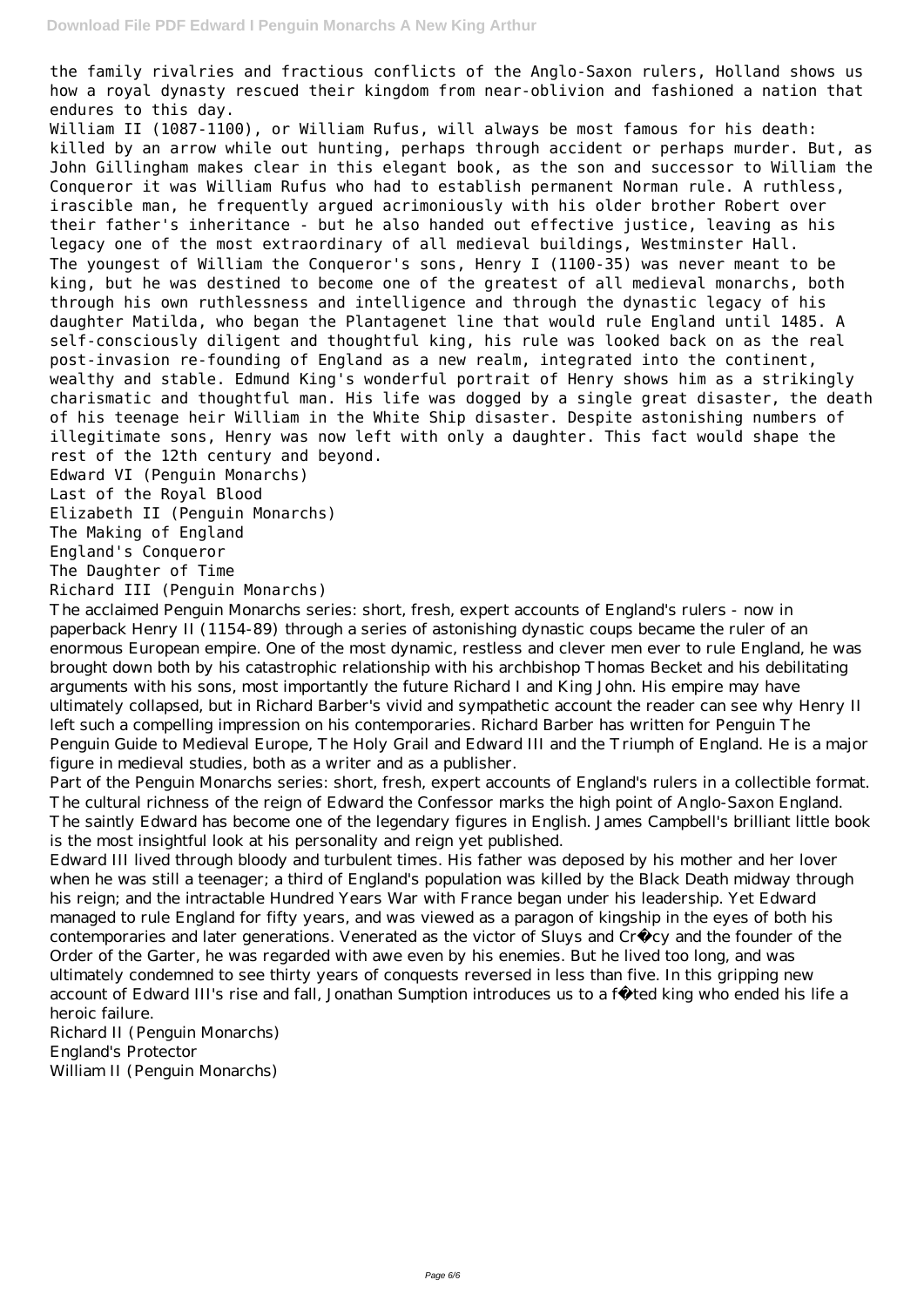the family rivalries and fractious conflicts of the Anglo-Saxon rulers, Holland shows us how a royal dynasty rescued their kingdom from near-oblivion and fashioned a nation that endures to this day.

William II (1087-1100), or William Rufus, will always be most famous for his death: killed by an arrow while out hunting, perhaps through accident or perhaps murder. But, as John Gillingham makes clear in this elegant book, as the son and successor to William the Conqueror it was William Rufus who had to establish permanent Norman rule. A ruthless, irascible man, he frequently argued acrimoniously with his older brother Robert over their father's inheritance - but he also handed out effective justice, leaving as his legacy one of the most extraordinary of all medieval buildings, Westminster Hall.

The youngest of William the Conqueror's sons, Henry I (1100-35) was never meant to be king, but he was destined to become one of the greatest of all medieval monarchs, both through his own ruthlessness and intelligence and through the dynastic legacy of his daughter Matilda, who began the Plantagenet line that would rule England until 1485. A self-consciously diligent and thoughtful king, his rule was looked back on as the real post-invasion re-founding of England as a new realm, integrated into the continent, wealthy and stable. Edmund King's wonderful portrait of Henry shows him as a strikingly charismatic and thoughtful man. His life was dogged by a single great disaster, the death of his teenage heir William in the White Ship disaster. Despite astonishing numbers of illegitimate sons, Henry was now left with only a daughter. This fact would shape the rest of the 12th century and beyond.

Edward VI (Penguin Monarchs)
Last of the Royal Blood
Elizabeth II (Penguin Monarchs)
The Making of England
England's Conqueror
The Daughter of Time
Richard III (Penguin Monarchs)

The acclaimed Penguin Monarchs series: short, fresh, expert accounts of England's rulers - now in paperback Henry II (1154-89) through a series of astonishing dynastic coups became the ruler of an enormous European empire. One of the most dynamic, restless and clever men ever to rule England, he was brought down both by his catastrophic relationship with his archbishop Thomas Becket and his debilitating arguments with his sons, most importantly the future Richard I and King John. His empire may have ultimately collapsed, but in Richard Barber's vivid and sympathetic account the reader can see why Henry II left such a compelling impression on his contemporaries. Richard Barber has written for Penguin The Penguin Guide to Medieval Europe, The Holy Grail and Edward III and the Triumph of England. He is a major figure in medieval studies, both as a writer and as a publisher.

Part of the Penguin Monarchs series: short, fresh, expert accounts of England's rulers in a collectible format. The cultural richness of the reign of Edward the Confessor marks the high point of Anglo-Saxon England. The saintly Edward has become one of the legendary figures in English. James Campbell's brilliant little book is the most insightful look at his personality and reign yet published.

Edward III lived through bloody and turbulent times. His father was deposed by his mother and her lover when he was still a teenager; a third of England's population was killed by the Black Death midway through his reign; and the intractable Hundred Years War with France began under his leadership. Yet Edward managed to rule England for fifty years, and was viewed as a paragon of kingship in the eyes of both his contemporaries and later generations. Venerated as the victor of Sluys and Crécy and the founder of the Order of the Garter, he was regarded with awe even by his enemies. But he lived too long, and was ultimately condemned to see thirty years of conquests reversed in less than five. In this gripping new account of Edward III's rise and fall, Jonathan Sumption introduces us to a fêted king who ended his life a heroic failure.

Richard II (Penguin Monarchs)
England's Protector
William II (Penguin Monarchs)